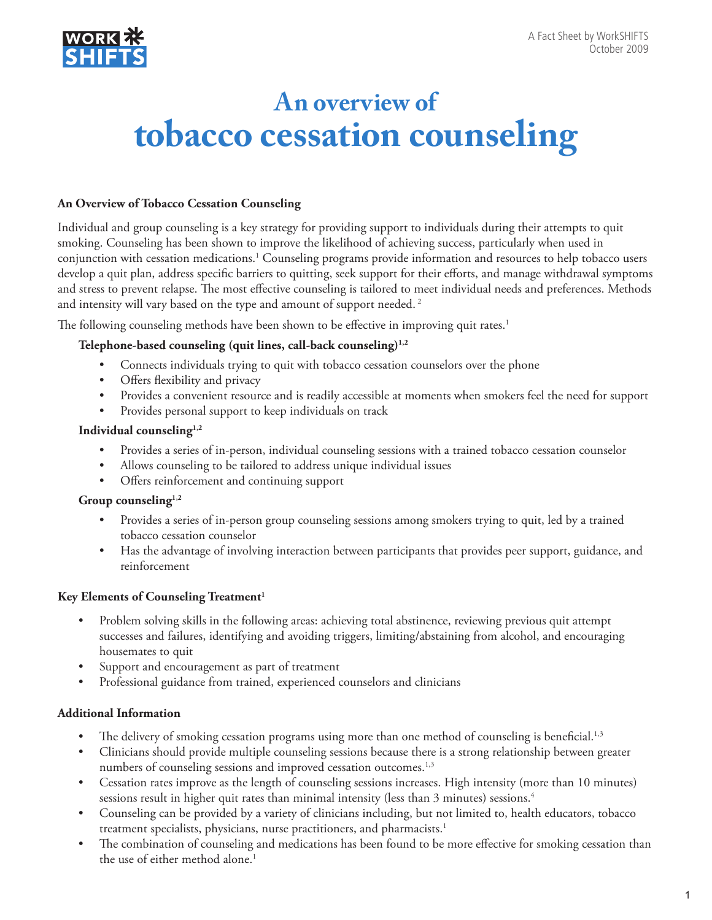A Fact Sheet by WorkSHIFTS
October 2009

# An overview of tobacco cessation counseling

### An Overview of Tobacco Cessation Counseling

Individual and group counseling is a key strategy for providing support to individuals during their attempts to quit smoking. Counseling has been shown to improve the likelihood of achieving success, particularly when used in conjunction with cessation medications.[1] Counseling programs provide information and resources to help tobacco users develop a quit plan, address specific barriers to quitting, seek support for their efforts, and manage withdrawal symptoms and stress to prevent relapse. The most effective counseling is tailored to meet individual needs and preferences. Methods and intensity will vary based on the type and amount of support needed. [2]

The following counseling methods have been shown to be effective in improving quit rates.[1]

**Telephone-based counseling (quit lines, call-back counseling)[1,2]**

- Connects individuals trying to quit with tobacco cessation counselors over the phone
- Offers flexibility and privacy
- Provides a convenient resource and is readily accessible at moments when smokers feel the need for support
- Provides personal support to keep individuals on track

**Individual counseling[1,2]**

- Provides a series of in-person, individual counseling sessions with a trained tobacco cessation counselor
- Allows counseling to be tailored to address unique individual issues
- Offers reinforcement and continuing support

**Group counseling[1,2]**

- Provides a series of in-person group counseling sessions among smokers trying to quit, led by a trained tobacco cessation counselor
- Has the advantage of involving interaction between participants that provides peer support, guidance, and reinforcement

### Key Elements of Counseling Treatment[1]

- Problem solving skills in the following areas: achieving total abstinence, reviewing previous quit attempt successes and failures, identifying and avoiding triggers, limiting/abstaining from alcohol, and encouraging housemates to quit
- Support and encouragement as part of treatment
- Professional guidance from trained, experienced counselors and clinicians

### Additional Information

- The delivery of smoking cessation programs using more than one method of counseling is beneficial.[1,3]
- Clinicians should provide multiple counseling sessions because there is a strong relationship between greater numbers of counseling sessions and improved cessation outcomes.[1,3]
- Cessation rates improve as the length of counseling sessions increases. High intensity (more than 10 minutes) sessions result in higher quit rates than minimal intensity (less than 3 minutes) sessions.[4]
- Counseling can be provided by a variety of clinicians including, but not limited to, health educators, tobacco treatment specialists, physicians, nurse practitioners, and pharmacists.[1]
- The combination of counseling and medications has been found to be more effective for smoking cessation than the use of either method alone.[1]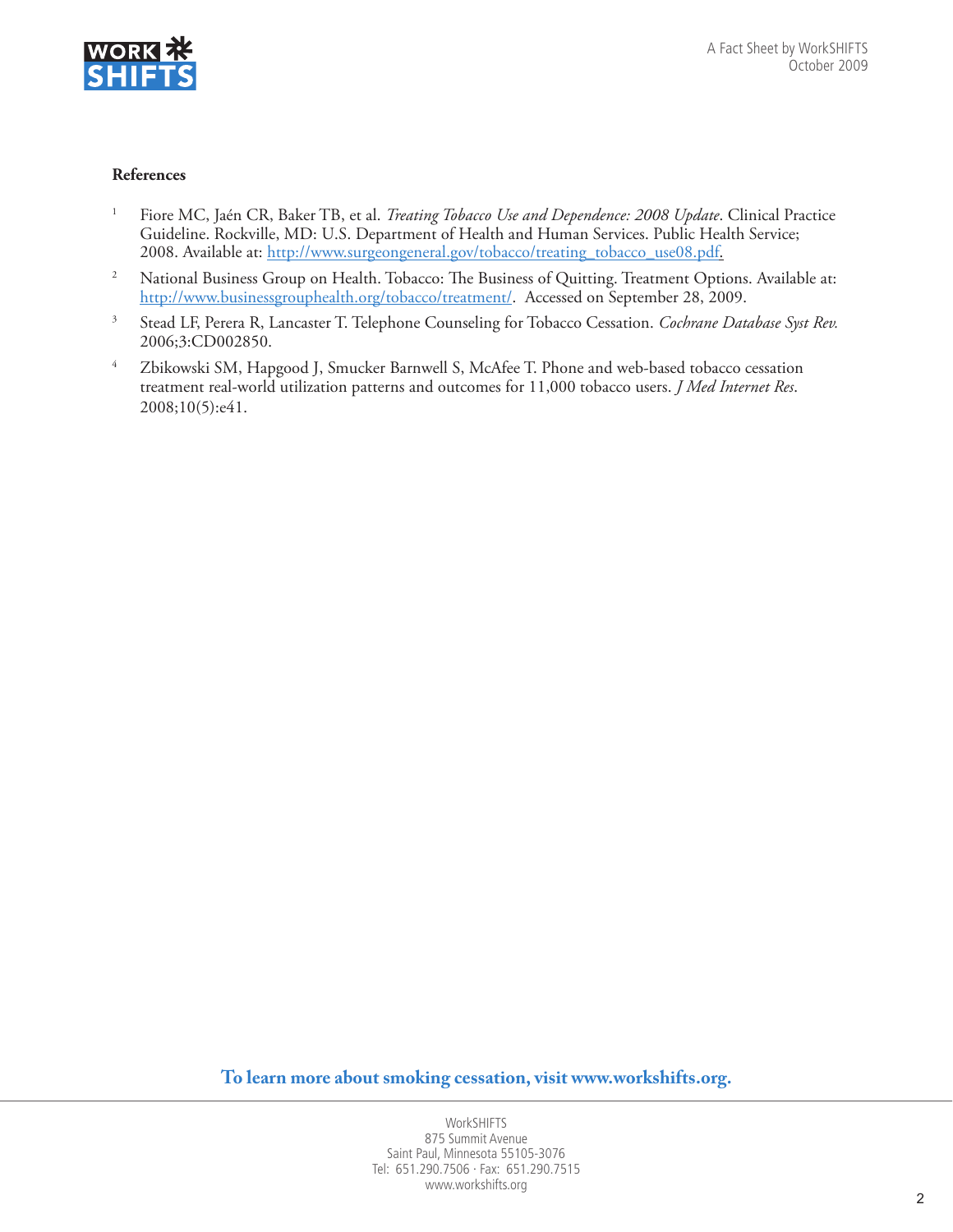**References**

[1] Fiore MC, Jaén CR, Baker TB, et al. *Treating Tobacco Use and Dependence: 2008 Update*. Clinical Practice Guideline. Rockville, MD: U.S. Department of Health and Human Services. Public Health Service; 2008. Available at: http://www.surgeongeneral.gov/tobacco/treating_tobacco_use08.pdf.

[2] National Business Group on Health. Tobacco: The Business of Quitting. Treatment Options. Available at: http://www.businessgrouphealth.org/tobacco/treatment/. Accessed on September 28, 2009.

[3] Stead LF, Perera R, Lancaster T. Telephone Counseling for Tobacco Cessation. *Cochrane Database Syst Rev.* 2006;3:CD002850.

[4] Zbikowski SM, Hapgood J, Smucker Barnwell S, McAfee T. Phone and web-based tobacco cessation treatment real-world utilization patterns and outcomes for 11,000 tobacco users. *J Med Internet Res*. 2008;10(5):e41.

**To learn more about smoking cessation, visit www.workshifts.org.**

WorkSHIFTS
875 Summit Avenue
Saint Paul, Minnesota 55105-3076
Tel: 651.290.7506 · Fax: 651.290.7515
www.workshifts.org